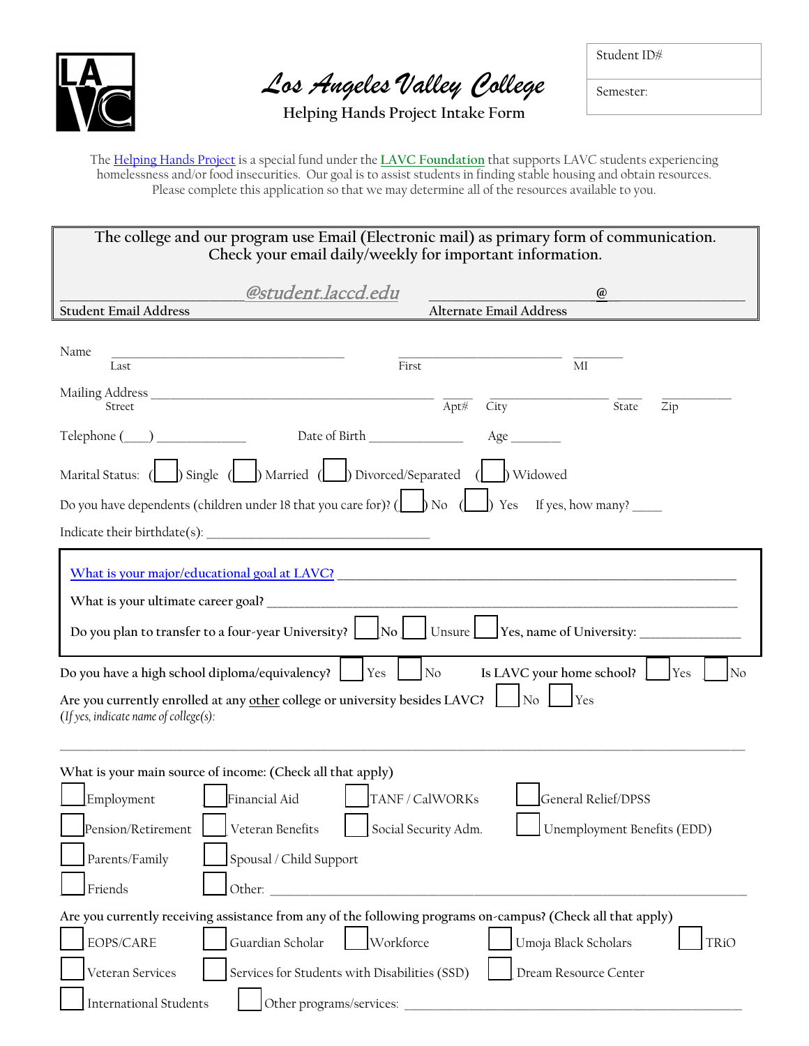# Los Angeles Valley College

## Helping Hands Project Intake Form

| Student ID# |
|---|
| Semester: |

The Helping Hands Project is a special fund under the LAVC Foundation that supports LAVC students experiencing homelessness and/or food insecurities. Our goal is to assist students in finding stable housing and obtain resources. Please complete this application so that we may determine all of the resources available to you.

**The college and our program use Email (Electronic mail) as primary form of communication. Check your email daily/weekly for important information.**

_______________________ @student.laccd.edu ______________________ @ ______________________

Student Email Address  Alternate Email Address

Name ______________________________ ______________________ ________
Last  First  MI

Mailing Address __________________________________________ ____ ______________ ____ __________
Street  Apt#  City  State  Zip

Telephone (___) _____________ Date of Birth _____________ Age _______

Marital Status: ( ) Single ( ) Married ( ) Divorced/Separated ( ) Widowed

Do you have dependents (children under 18 that you care for)? ( ) No ( ) Yes If yes, how many? ____

Indicate their birthdate(s): _______________________________

What is your major/educational goal at LAVC? ________________________________________________

What is your ultimate career goal? ______________________________________________________

Do you plan to transfer to a four-year University? ☐ No ☐ Unsure ☐ Yes, name of University: _____________

**Do you have a high school diploma/equivalency?** ☐ Yes ☐ No **Is LAVC your home school?** ☐ Yes ☐ No

**Are you currently enrolled at any other college or university besides LAVC?** ☐ No ☐ Yes

*(If yes, indicate name of college(s):*

_____________________________________________________________________________

**What is your main source of income: (Check all that apply)**

- ☐ Employment
- ☐ Financial Aid
- ☐ TANF / CalWORKs
- ☐ General Relief/DPSS
- ☐ Pension/Retirement
- ☐ Veteran Benefits
- ☐ Social Security Adm.
- ☐ Unemployment Benefits (EDD)
- ☐ Parents/Family
- ☐ Spousal / Child Support
- ☐ Friends
- ☐ Other: _______________________________________________

**Are you currently receiving assistance from any of the following programs on-campus? (Check all that apply)**

- ☐ EOPS/CARE
- ☐ Guardian Scholar
- ☐ Workforce
- ☐ Umoja Black Scholars
- ☐ TRiO
- ☐ Veteran Services
- ☐ Services for Students with Disabilities (SSD)
- ☐ Dream Resource Center
- ☐ International Students
- ☐ Other programs/services: ___________________________________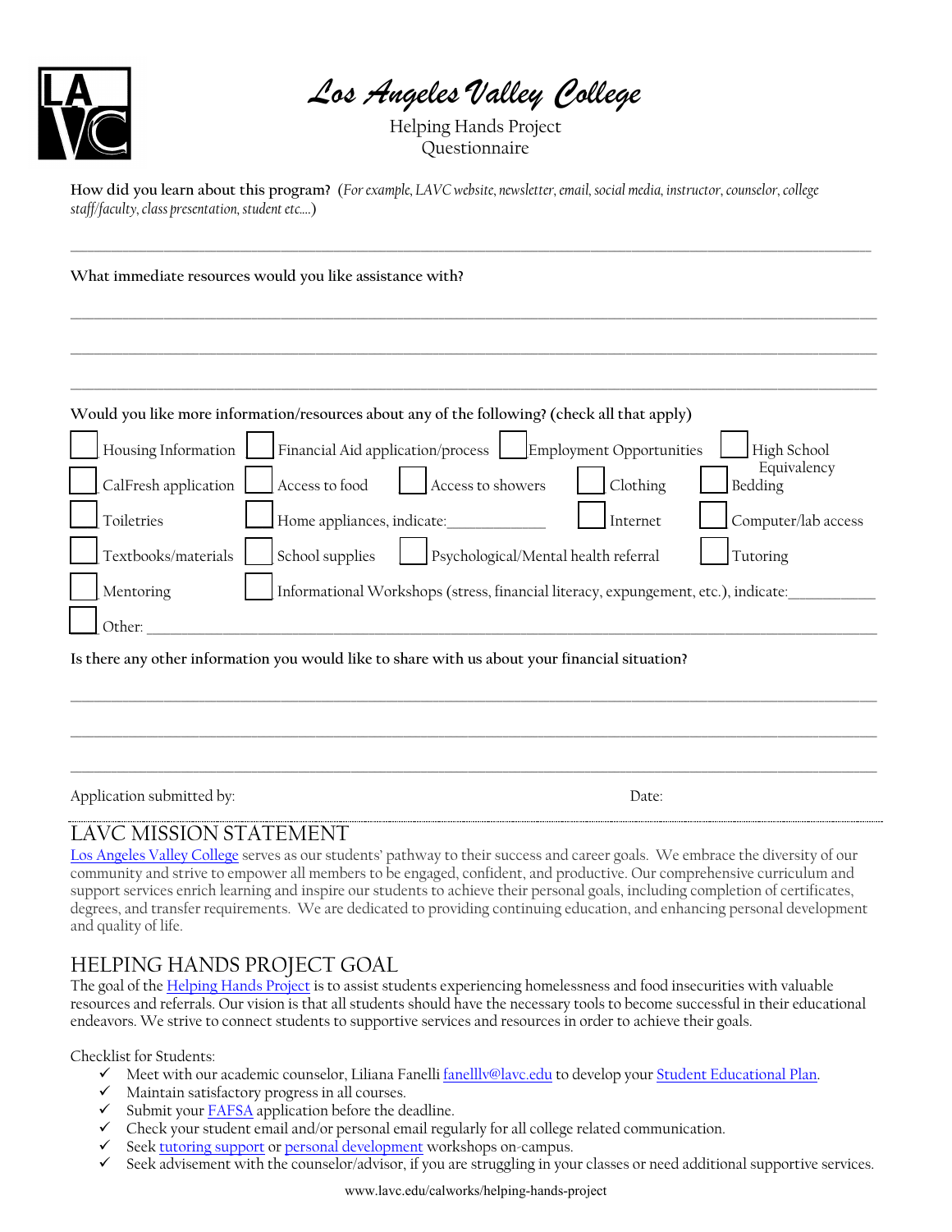# Los Angeles Valley College

Helping Hands Project
Questionnaire

**How did you learn about this program?** (*For example, LAVC website, newsletter, email, social media, instructor, counselor, college staff/faculty, class presentation, student etc....*)

\_\_\_\_\_\_\_\_\_\_\_\_\_\_\_\_\_\_\_\_\_\_\_\_\_\_\_\_\_\_\_\_\_\_\_\_\_\_\_\_\_\_\_\_\_\_\_\_\_\_\_\_\_\_\_\_\_\_\_\_\_\_\_\_\_\_\_\_\_\_\_\_\_\_\_\_\_\_

**What immediate resources would you like assistance with?**

\_\_\_\_\_\_\_\_\_\_\_\_\_\_\_\_\_\_\_\_\_\_\_\_\_\_\_\_\_\_\_\_\_\_\_\_\_\_\_\_\_\_\_\_\_\_\_\_\_\_\_\_\_\_\_\_\_\_\_\_\_\_\_\_\_\_\_\_\_\_\_\_\_\_\_\_\_\_

\_\_\_\_\_\_\_\_\_\_\_\_\_\_\_\_\_\_\_\_\_\_\_\_\_\_\_\_\_\_\_\_\_\_\_\_\_\_\_\_\_\_\_\_\_\_\_\_\_\_\_\_\_\_\_\_\_\_\_\_\_\_\_\_\_\_\_\_\_\_\_\_\_\_\_\_\_\_

\_\_\_\_\_\_\_\_\_\_\_\_\_\_\_\_\_\_\_\_\_\_\_\_\_\_\_\_\_\_\_\_\_\_\_\_\_\_\_\_\_\_\_\_\_\_\_\_\_\_\_\_\_\_\_\_\_\_\_\_\_\_\_\_\_\_\_\_\_\_\_\_\_\_\_\_\_\_

**Would you like more information/resources about any of the following? (check all that apply)**

- ☐ Housing Information
- ☐ Financial Aid application/process
- ☐ Employment Opportunities
- ☐ High School Equivalency
- ☐ CalFresh application
- ☐ Access to food
- ☐ Access to showers
- ☐ Clothing
- ☐ Bedding
- ☐ Toiletries
- ☐ Home appliances, indicate:\_\_\_\_\_\_\_\_\_\_\_\_\_
- ☐ Internet
- ☐ Computer/lab access
- ☐ Textbooks/materials
- ☐ School supplies
- ☐ Psychological/Mental health referral
- ☐ Tutoring
- ☐ Mentoring
- ☐ Informational Workshops (stress, financial literacy, expungement, etc.), indicate:\_\_\_\_\_\_\_\_\_\_\_
- ☐ Other: \_\_\_\_\_\_\_\_\_\_\_\_\_\_\_\_\_\_\_\_\_\_\_\_\_\_\_\_\_\_\_\_\_\_\_\_\_\_\_\_\_\_\_\_\_\_\_\_\_\_\_\_\_\_\_\_\_\_\_\_\_\_\_\_\_\_\_\_\_\_

**Is there any other information you would like to share with us about your financial situation?**

\_\_\_\_\_\_\_\_\_\_\_\_\_\_\_\_\_\_\_\_\_\_\_\_\_\_\_\_\_\_\_\_\_\_\_\_\_\_\_\_\_\_\_\_\_\_\_\_\_\_\_\_\_\_\_\_\_\_\_\_\_\_\_\_\_\_\_\_\_\_\_\_\_\_\_\_\_\_

\_\_\_\_\_\_\_\_\_\_\_\_\_\_\_\_\_\_\_\_\_\_\_\_\_\_\_\_\_\_\_\_\_\_\_\_\_\_\_\_\_\_\_\_\_\_\_\_\_\_\_\_\_\_\_\_\_\_\_\_\_\_\_\_\_\_\_\_\_\_\_\_\_\_\_\_\_\_

\_\_\_\_\_\_\_\_\_\_\_\_\_\_\_\_\_\_\_\_\_\_\_\_\_\_\_\_\_\_\_\_\_\_\_\_\_\_\_\_\_\_\_\_\_\_\_\_\_\_\_\_\_\_\_\_\_\_\_\_\_\_\_\_\_\_\_\_\_\_\_\_\_\_\_\_\_\_

Application submitted by: Date:

## LAVC MISSION STATEMENT

Los Angeles Valley College serves as our students' pathway to their success and career goals. We embrace the diversity of our community and strive to empower all members to be engaged, confident, and productive. Our comprehensive curriculum and support services enrich learning and inspire our students to achieve their personal goals, including completion of certificates, degrees, and transfer requirements. We are dedicated to providing continuing education, and enhancing personal development and quality of life.

## HELPING HANDS PROJECT GOAL

The goal of the Helping Hands Project is to assist students experiencing homelessness and food insecurities with valuable resources and referrals. Our vision is that all students should have the necessary tools to become successful in their educational endeavors. We strive to connect students to supportive services and resources in order to achieve their goals.

Checklist for Students:

- ✓ Meet with our academic counselor, Liliana Fanelli fanelllv@lavc.edu to develop your Student Educational Plan.
- ✓ Maintain satisfactory progress in all courses.
- ✓ Submit your FAFSA application before the deadline.
- ✓ Check your student email and/or personal email regularly for all college related communication.
- ✓ Seek tutoring support or personal development workshops on-campus.
- ✓ Seek advisement with the counselor/advisor, if you are struggling in your classes or need additional supportive services.

www.lavc.edu/calworks/helping-hands-project